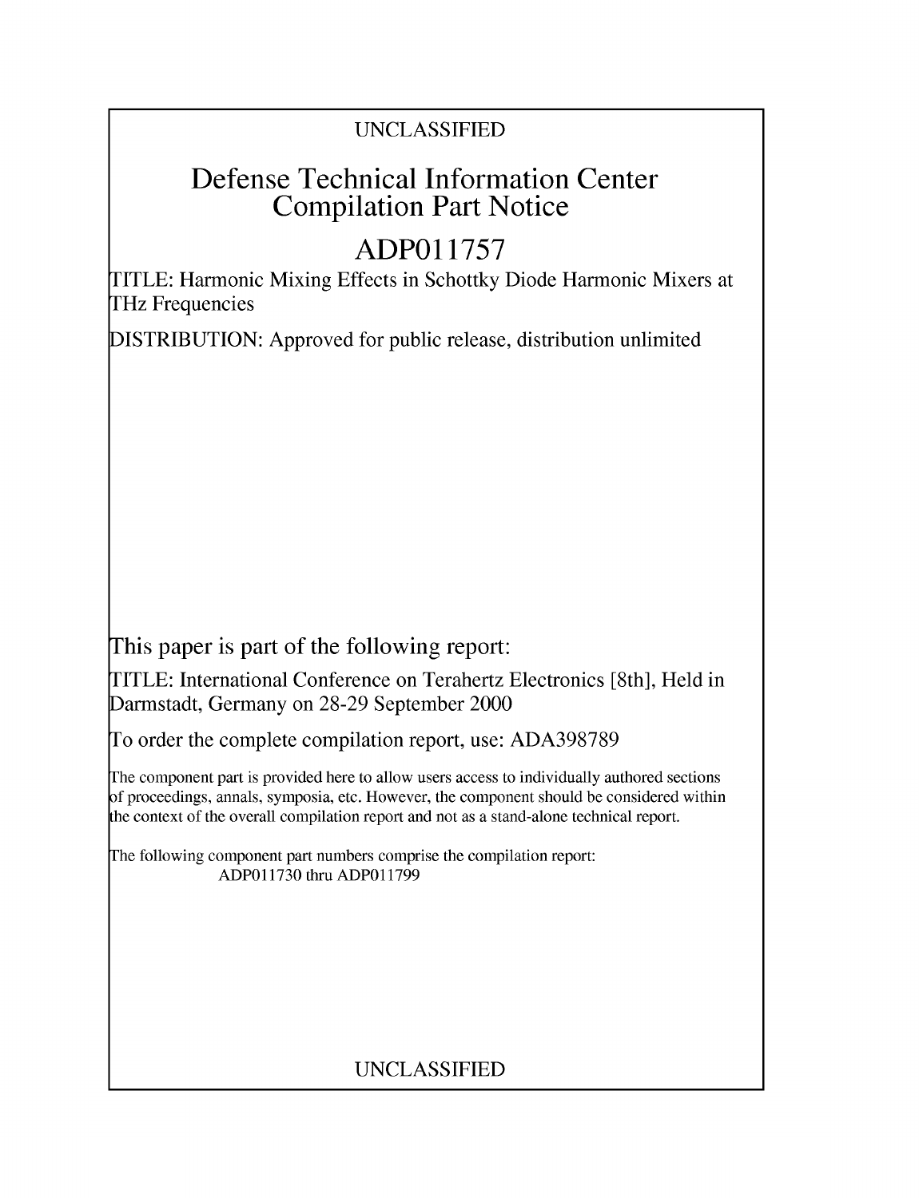UNCLASSIFIED

# Defense Technical Information Center Compilation Part Notice

## ADP011757

TITLE: Harmonic Mixing Effects in Schottky Diode Harmonic Mixers at THz Frequencies

DISTRIBUTION: Approved for public release, distribution unlimited

This paper is part of the following report:

TITLE: International Conference on Terahertz Electronics [8th], Held in Darmstadt, Germany on 28-29 September 2000

To order the complete compilation report, use: ADA398789

The component part is provided here to allow users access to individually authored sections of proceedings, annals, symposia, etc. However, the component should be considered within the context of the overall compilation report and not as a stand-alone technical report.

The following component part numbers comprise the compilation report:
ADP011730 thru ADP011799

UNCLASSIFIED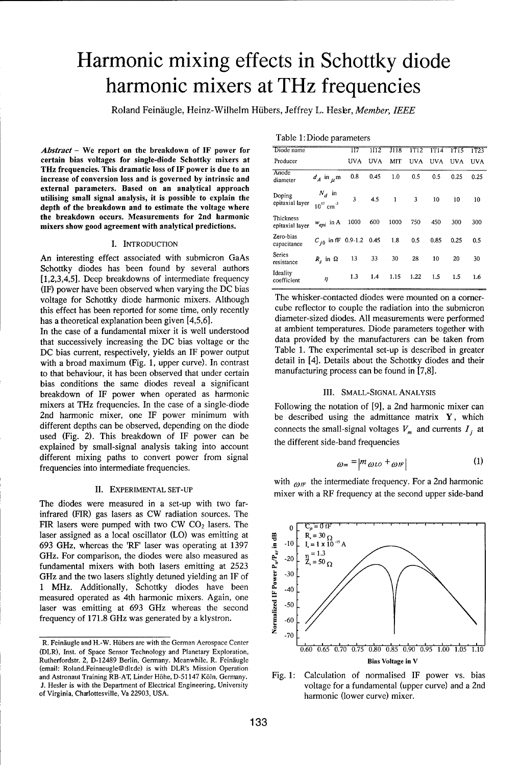# Harmonic mixing effects in Schottky diode harmonic mixers at THz frequencies

Roland Feinäugle, Heinz-Wilhelm Hübers, Jeffrey L. Hesler, *Member, IEEE*

***Abstract*** **– We report on the breakdown of IF power for certain bias voltages for single-diode Schottky mixers at THz frequencies. This dramatic loss of IF power is due to an increase of conversion loss and is governed by intrinsic and external parameters. Based on an analytical approach utilising small signal analysis, it is possible to explain the depth of the breakdown and to estimate the voltage where the breakdown occurs. Measurements for 2nd harmonic mixers show good agreement with analytical predictions.**

## I. Introduction

An interesting effect associated with submicron GaAs Schottky diodes has been found by several authors [1,2,3,4,5]. Deep breakdowns of intermediate frequency (IF) power have been observed when varying the DC bias voltage for Schottky diode harmonic mixers. Although this effect has been reported for some time, only recently has a theoretical explanation been given [4,5,6].

In the case of a fundamental mixer it is well understood that successively increasing the DC bias voltage or the DC bias current, respectively, yields an IF power output with a broad maximum (Fig. 1, upper curve). In contrast to that behaviour, it has been observed that under certain bias conditions the same diodes reveal a significant breakdown of IF power when operated as harmonic mixers at THz frequencies. In the case of a single-diode 2nd harmonic mixer, one IF power minimum with different depths can be observed, depending on the diode used (Fig. 2). This breakdown of IF power can be explained by small-signal analysis taking into account different mixing paths to convert power from signal frequencies into intermediate frequencies.

## II. Experimental Set-Up

The diodes were measured in a set-up with two far-infrared (FIR) gas lasers as CW radiation sources. The FIR lasers were pumped with two CW $CO_2$ lasers. The laser assigned as a local oscillator (LO) was emitting at 693 GHz, whereas the 'RF' laser was operating at 1397 GHz. For comparison, the diodes were also measured as fundamental mixers with both lasers emitting at 2523 GHz and the two lasers slightly detuned yielding an IF of 1 MHz. Additionally, Schottky diodes have been measured operated as 4th harmonic mixers. Again, one laser was emitting at 693 GHz whereas the second frequency of 171.8 GHz was generated by a klystron.

R. Feinäugle and H.-W. Hübers are with the German Aerospace Center (DLR), Inst. of Space Sensor Technology and Planetary Exploration, Rutherfordstr. 2, D-12489 Berlin, Germany. Meanwhile, R. Feinäugle (email: Roland.Feinaeugle@dlr.de) is with DLR's Mission Operation and Astronaut Training RB-AT, Linder Höhe, D-51147 Köln, Germany. J. Hesler is with the Department of Electrical Engineering, University of Virginia, Charlottesville, Va 22903, USA.

Table 1: Diode parameters

| Diode name | | 1I7 | 1I12 | J118 | 1T12 | 1T14 | 1T15 | 1T23 |
|---|---|---|---|---|---|---|---|---|
| Producer | | UVA | UVA | MIT | UVA | UVA | UVA | UVA |
| Anode diameter | $d_A$ in $\mu$m | 0.8 | 0.45 | 1.0 | 0.5 | 0.5 | 0.25 | 0.25 |
| Doping epitaxial layer | $N_d$ in $10^{17}$ cm$^{-3}$ | 3 | 4.5 | 1 | 3 | 10 | 10 | 10 |
| Thickness epitaxial layer | $w_{epi}$ in Å | 1000 | 600 | 1000 | 750 | 450 | 300 | 300 |
| Zero-bias capacitance | $C_{j0}$ in fF | 0.9-1.2 | 0.45 | 1.8 | 0.5 | 0.85 | 0.25 | 0.5 |
| Series resistance | $R_s$ in Ω | 13 | 33 | 30 | 28 | 10 | 20 | 30 |
| Ideality coefficient | $\eta$ | 1.3 | 1.4 | 1.15 | 1.22 | 1.5 | 1.5 | 1.6 |

The whisker-contacted diodes were mounted on a corner-cube reflector to couple the radiation into the submicron diameter-sized diodes. All measurements were performed at ambient temperatures. Diode parameters together with data provided by the manufacturers can be taken from Table 1. The experimental set-up is described in greater detail in [4]. Details about the Schottky diodes and their manufacturing process can be found in [7,8].

## III. Small-Signal Analysis

Following the notation of [9], a 2nd harmonic mixer can be described using the admittance matrix **Y**, which connects the small-signal voltages $V_m$ and currents $I_j$ at the different side-band frequencies

$$\omega_m = \left| m\,\omega_{LO} + \omega_{IF} \right| \tag{1}$$

with $\omega_{IF}$ the intermediate frequency. For a 2nd harmonic mixer with a RF frequency at the second upper side-band

Fig. 1: Calculation of normalised IF power vs. bias voltage for a fundamental (upper curve) and a 2nd harmonic (lower curve) mixer.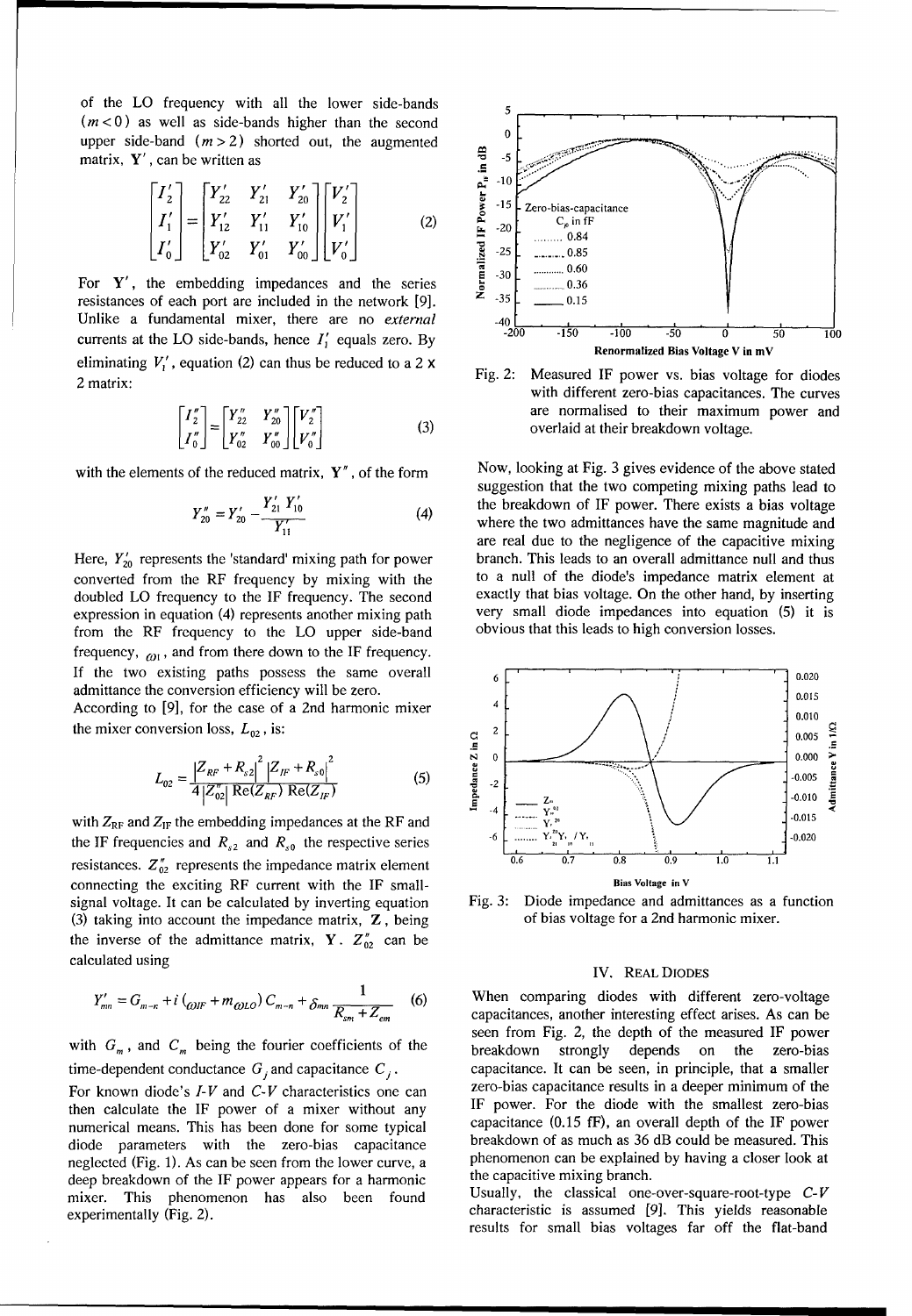of the LO frequency with all the lower side-bands ($m < 0$) as well as side-bands higher than the second upper side-band ($m > 2$) shorted out, the augmented matrix, $\mathbf{Y}'$, can be written as

$$\begin{bmatrix} I_2' \\ I_1' \\ I_0' \end{bmatrix} = \begin{bmatrix} Y_{22}' & Y_{21}' & Y_{20}' \\ Y_{12}' & Y_{11}' & Y_{10}' \\ Y_{02}' & Y_{01}' & Y_{00}' \end{bmatrix} \begin{bmatrix} V_2' \\ V_1' \\ V_0' \end{bmatrix} \tag{2}$$

For $\mathbf{Y}'$, the embedding impedances and the series resistances of each port are included in the network [9]. Unlike a fundamental mixer, there are no *external* currents at the LO side-bands, hence $I_1'$ equals zero. By eliminating $V_1'$, equation (2) can thus be reduced to a 2 x 2 matrix:

$$\begin{bmatrix} I_2'' \\ I_0'' \end{bmatrix} = \begin{bmatrix} Y_{22}'' & Y_{20}'' \\ Y_{02}'' & Y_{00}'' \end{bmatrix} \begin{bmatrix} V_2'' \\ V_0'' \end{bmatrix} \tag{3}$$

with the elements of the reduced matrix, $\mathbf{Y}''$, of the form

$$Y_{20}'' = Y_{20}' - \frac{Y_{21}' \, Y_{10}'}{Y_{11}'} \tag{4}$$

Here, $Y_{20}'$ represents the 'standard' mixing path for power converted from the RF frequency by mixing with the doubled LO frequency to the IF frequency. The second expression in equation (4) represents another mixing path from the RF frequency to the LO upper side-band frequency, $\omega_1$, and from there down to the IF frequency. If the two existing paths possess the same overall admittance the conversion efficiency will be zero.

According to [9], for the case of a 2nd harmonic mixer the mixer conversion loss, $L_{02}$, is:

$$L_{02} = \frac{\left|Z_{RF} + R_{s2}\right|^2 \left|Z_{IF} + R_{s0}\right|^2}{4\left|Z_{02}''\right| \mathrm{Re}(Z_{RF}) \, \mathrm{Re}(Z_{IF})} \tag{5}$$

with $Z_{RF}$ and $Z_{IF}$ the embedding impedances at the RF and the IF frequencies and $R_{s2}$ and $R_{s0}$ the respective series resistances. $Z_{02}''$ represents the impedance matrix element connecting the exciting RF current with the IF small-signal voltage. It can be calculated by inverting equation (3) taking into account the impedance matrix, $\mathbf{Z}$, being the inverse of the admittance matrix, $\mathbf{Y}$. $Z_{02}''$ can be calculated using

$$Y_{mn}' = G_{m-n} + i\,(\omega_{IF} + m\,\omega_{LO})\, C_{m-n} + \delta_{mn} \frac{1}{R_{sm} + Z_{em}} \tag{6}$$

with $G_m$, and $C_m$ being the fourier coefficients of the time-dependent conductance $G_j$ and capacitance $C_j$.

For known diode's *I-V* and *C-V* characteristics one can then calculate the IF power of a mixer without any numerical means. This has been done for some typical diode parameters with the zero-bias capacitance neglected (Fig. 1). As can be seen from the lower curve, a deep breakdown of the IF power appears for a harmonic mixer. This phenomenon has also been found experimentally (Fig. 2).

Fig. 2: Measured IF power vs. bias voltage for diodes with different zero-bias capacitances. The curves are normalised to their maximum power and overlaid at their breakdown voltage.

Now, looking at Fig. 3 gives evidence of the above stated suggestion that the two competing mixing paths lead to the breakdown of IF power. There exists a bias voltage where the two admittances have the same magnitude and are real due to the negligence of the capacitive mixing branch. This leads to an overall admittance null and thus to a null of the diode's impedance matrix element at exactly that bias voltage. On the other hand, by inserting very small diode impedances into equation (5) it is obvious that this leads to high conversion losses.

Fig. 3: Diode impedance and admittances as a function of bias voltage for a 2nd harmonic mixer.

## IV. Real Diodes

When comparing diodes with different zero-voltage capacitances, another interesting effect arises. As can be seen from Fig. 2, the depth of the measured IF power breakdown strongly depends on the zero-bias capacitance. It can be seen, in principle, that a smaller zero-bias capacitance results in a deeper minimum of the IF power. For the diode with the smallest zero-bias capacitance (0.15 fF), an overall depth of the IF power breakdown of as much as 36 dB could be measured. This phenomenon can be explained by having a closer look at the capacitive mixing branch.

Usually, the classical one-over-square-root-type *C-V* characteristic is assumed [9]. This yields reasonable results for small bias voltages far off the flat-band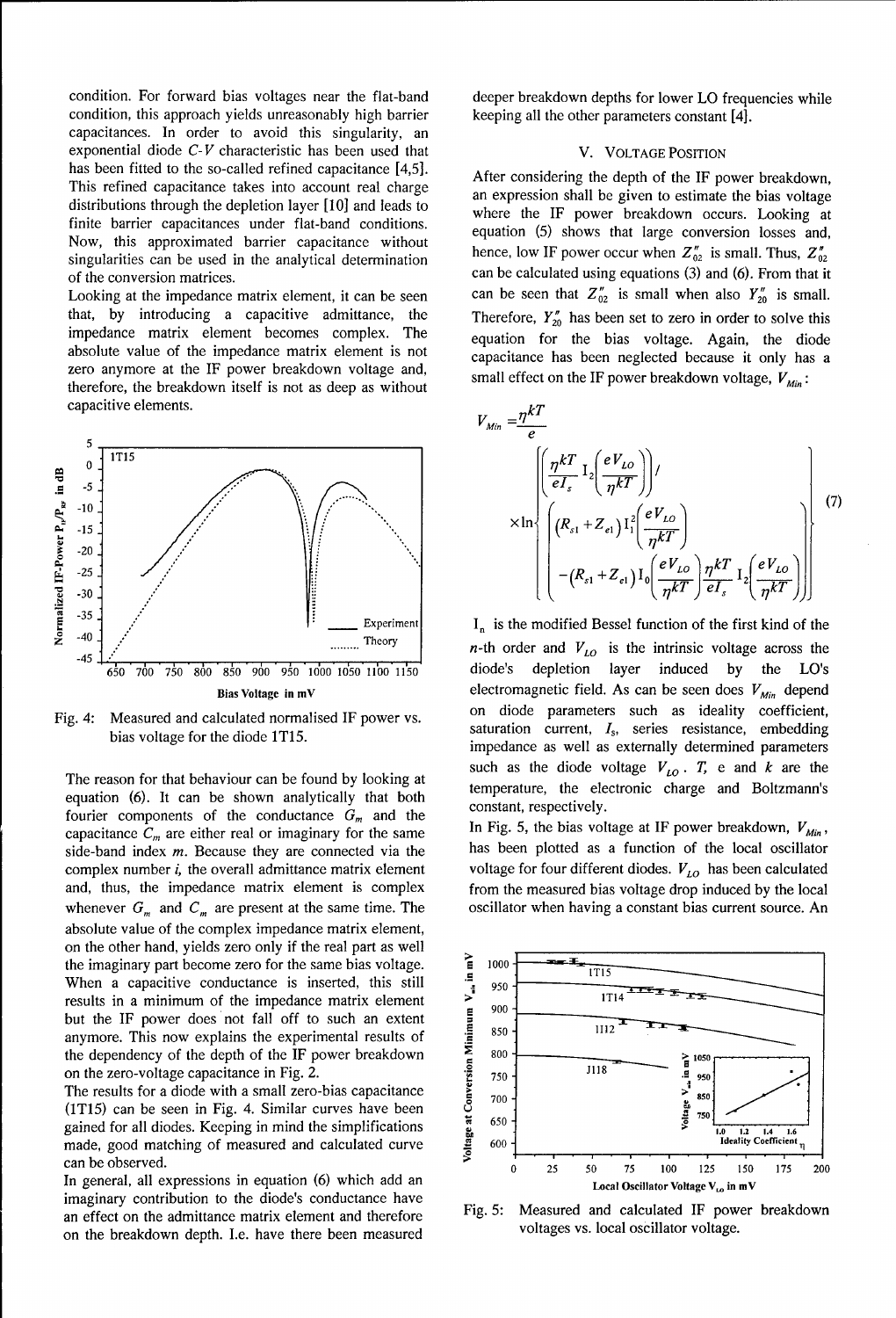condition. For forward bias voltages near the flat-band condition, this approach yields unreasonably high barrier capacitances. In order to avoid this singularity, an exponential diode C-V characteristic has been used that has been fitted to the so-called refined capacitance [4,5]. This refined capacitance takes into account real charge distributions through the depletion layer [10] and leads to finite barrier capacitances under flat-band conditions. Now, this approximated barrier capacitance without singularities can be used in the analytical determination of the conversion matrices.

Looking at the impedance matrix element, it can be seen that, by introducing a capacitive admittance, the impedance matrix element becomes complex. The absolute value of the impedance matrix element is not zero anymore at the IF power breakdown voltage and, therefore, the breakdown itself is not as deep as without capacitive elements.

Fig. 4: Measured and calculated normalised IF power vs. bias voltage for the diode 1T15.

The reason for that behaviour can be found by looking at equation (6). It can be shown analytically that both fourier components of the conductance $G_m$ and the capacitance $C_m$ are either real or imaginary for the same side-band index $m$. Because they are connected via the complex number $i$, the overall admittance matrix element and, thus, the impedance matrix element is complex whenever $G_m$ and $C_m$ are present at the same time. The absolute value of the complex impedance matrix element, on the other hand, yields zero only if the real part as well the imaginary part become zero for the same bias voltage. When a capacitive conductance is inserted, this still results in a minimum of the impedance matrix element but the IF power does not fall off to such an extent anymore. This now explains the experimental results of the dependency of the depth of the IF power breakdown on the zero-voltage capacitance in Fig. 2.

The results for a diode with a small zero-bias capacitance (1T15) can be seen in Fig. 4. Similar curves have been gained for all diodes. Keeping in mind the simplifications made, good matching of measured and calculated curve can be observed.

In general, all expressions in equation (6) which add an imaginary contribution to the diode's conductance have an effect on the admittance matrix element and therefore on the breakdown depth. I.e. have there been measured deeper breakdown depths for lower LO frequencies while keeping all the other parameters constant [4].

## V. Voltage Position

After considering the depth of the IF power breakdown, an expression shall be given to estimate the bias voltage where the IF power breakdown occurs. Looking at equation (5) shows that large conversion losses and, hence, low IF power occur when $Z''_{02}$ is small. Thus, $Z''_{02}$ can be calculated using equations (3) and (6). From that it can be seen that $Z''_{02}$ is small when also $Y''_{20}$ is small. Therefore, $Y''_{20}$ has been set to zero in order to solve this equation for the bias voltage. Again, the diode capacitance has been neglected because it only has a small effect on the IF power breakdown voltage, $V_{Min}$:

$$V_{Min} = \frac{\eta kT}{e} \times \ln\left\{ \left( \frac{\eta kT}{e I_s} \mathrm{I}_2\!\left(\frac{eV_{LO}}{\eta kT}\right) \right) \Big/ \left( \begin{array}{l} (R_{s1}+Z_{e1})\,\mathrm{I}_1^2\!\left(\frac{eV_{LO}}{\eta kT}\right) \\ -(R_{s1}+Z_{e1})\,\mathrm{I}_0\!\left(\frac{eV_{LO}}{\eta kT}\right)\frac{\eta kT}{e I_s}\mathrm{I}_2\!\left(\frac{eV_{LO}}{\eta kT}\right) \end{array} \right) \right\} \quad (7)$$

$\mathrm{I}_n$ is the modified Bessel function of the first kind of the $n$-th order and $V_{LO}$ is the intrinsic voltage across the diode's depletion layer induced by the LO's electromagnetic field. As can be seen does $V_{Min}$ depend on diode parameters such as ideality coefficient, saturation current, $I_s$, series resistance, embedding impedance as well as externally determined parameters such as the diode voltage $V_{LO}$. $T$, e and $k$ are the temperature, the electronic charge and Boltzmann's constant, respectively.

In Fig. 5, the bias voltage at IF power breakdown, $V_{Min}$, has been plotted as a function of the local oscillator voltage for four different diodes. $V_{LO}$ has been calculated from the measured bias voltage drop induced by the local oscillator when having a constant bias current source. An

Fig. 5: Measured and calculated IF power breakdown voltages vs. local oscillator voltage.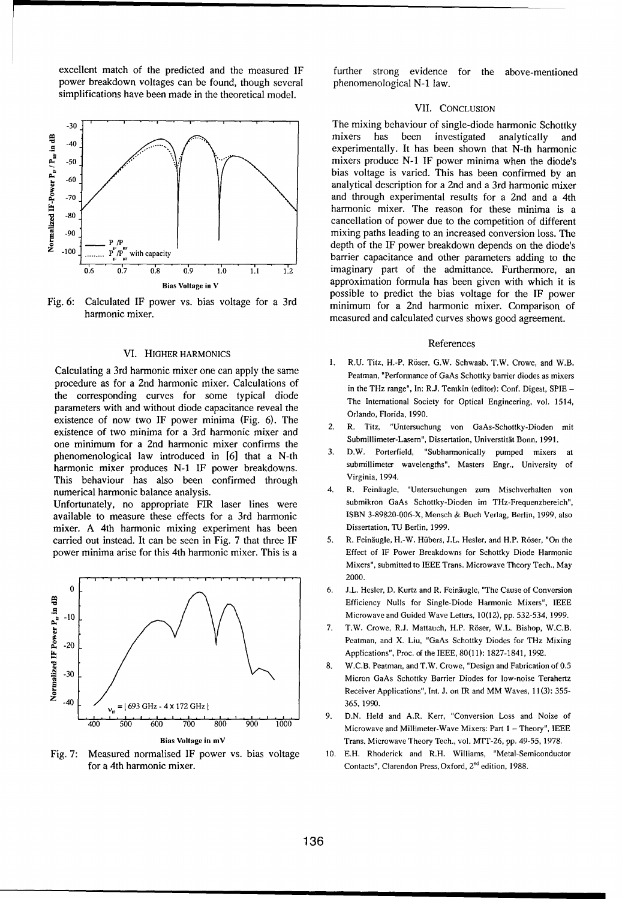excellent match of the predicted and the measured IF power breakdown voltages can be found, though several simplifications have been made in the theoretical model.

Normalized IF-Power $P_{IF}$ / $P_{RF}$ in dB

-30
-40
-50
-60
-70
-80
-90
-100

$P_{IF}/P_{RF}$

$P_{IF}/P_{RF}$ with capacity

0.6 0.7 0.8 0.9 1.0 1.1 1.2

Bias Voltage in V

Fig. 6: Calculated IF power vs. bias voltage for a 3rd harmonic mixer.

## VI. HIGHER HARMONICS

Calculating a 3rd harmonic mixer one can apply the same procedure as for a 2nd harmonic mixer. Calculations of the corresponding curves for some typical diode parameters with and without diode capacitance reveal the existence of now two IF power minima (Fig. 6). The existence of two minima for a 3rd harmonic mixer and one minimum for a 2nd harmonic mixer confirms the phenomenological law introduced in [6] that a N-th harmonic mixer produces N-1 IF power breakdowns. This behaviour has also been confirmed through numerical harmonic balance analysis.

Unfortunately, no appropriate FIR laser lines were available to measure these effects for a 3rd harmonic mixer. A 4th harmonic mixing experiment has been carried out instead. It can be seen in Fig. 7 that three IF power minima arise for this 4th harmonic mixer. This is a further strong evidence for the above-mentioned phenomenological N-1 law.

Normalized IF Power $P_{IF}$ in dB

0
-10
-20
-30
-40

$\nu_{IF}$ = | 693 GHz - 4 x 172 GHz |

400 500 600 700 800 900 1000

Bias Voltage in mV

Fig. 7: Measured normalised IF power vs. bias voltage for a 4th harmonic mixer.

## VII. CONCLUSION

The mixing behaviour of single-diode harmonic Schottky mixers has been investigated analytically and experimentally. It has been shown that N-th harmonic mixers produce N-1 IF power minima when the diode's bias voltage is varied. This has been confirmed by an analytical description for a 2nd and a 3rd harmonic mixer and through experimental results for a 2nd and a 4th harmonic mixer. The reason for these minima is a cancellation of power due to the competition of different mixing paths leading to an increased conversion loss. The depth of the IF power breakdown depends on the diode's barrier capacitance and other parameters adding to the imaginary part of the admittance. Furthermore, an approximation formula has been given with which it is possible to predict the bias voltage for the IF power minimum for a 2nd harmonic mixer. Comparison of measured and calculated curves shows good agreement.

## References

1. R.U. Titz, H.-P. Röser, G.W. Schwaab, T.W. Crowe, and W.B. Peatman, "Performance of GaAs Schottky barrier diodes as mixers in the THz range", In: R.J. Temkin (editor): Conf. Digest, SPIE – The International Society for Optical Engineering, vol. 1514, Orlando, Florida, 1990.
2. R. Titz, "Untersuchung von GaAs-Schottky-Dioden mit Submillimeter-Lasern", Dissertation, Universität Bonn, 1991.
3. D.W. Porterfield, "Subharmonically pumped mixers at submillimeter wavelengths", Masters Engr., University of Virginia, 1994.
4. R. Feinäugle, "Untersuchungen zum Mischverhalten von submikron GaAs Schottky-Dioden im THz-Frequenzbereich", ISBN 3-89820-006-X, Mensch & Buch Verlag, Berlin, 1999, also Dissertation, TU Berlin, 1999.
5. R. Feinäugle, H.-W. Hübers, J.L. Hesler, and H.P. Röser, "On the Effect of IF Power Breakdowns for Schottky Diode Harmonic Mixers", submitted to IEEE Trans. Microwave Theory Tech., May 2000.
6. J.L. Hesler, D. Kurtz and R. Feinäugle, "The Cause of Conversion Efficiency Nulls for Single-Diode Harmonic Mixers", IEEE Microwave and Guided Wave Letters, 10(12), pp. 532-534, 1999.
7. T.W. Crowe, R.J. Mattauch, H.P. Röser, W.L. Bishop, W.C.B. Peatman, and X. Liu, "GaAs Schottky Diodes for THz Mixing Applications", Proc. of the IEEE, 80(11): 1827-1841, 1992.
8. W.C.B. Peatman, and T.W. Crowe, "Design and Fabrication of 0.5 Micron GaAs Schottky Barrier Diodes for low-noise Terahertz Receiver Applications", Int. J. on IR and MM Waves, 11(3): 355-365, 1990.
9. D.N. Held and A.R. Kerr, "Conversion Loss and Noise of Microwave and Millimeter-Wave Mixers: Part 1 – Theory", IEEE Trans. Microwave Theory Tech., vol. MTT-26, pp. 49-55, 1978.
10. E.H. Rhoderick and R.H. Williams, "Metal-Semiconductor Contacts", Clarendon Press, Oxford, 2nd edition, 1988.